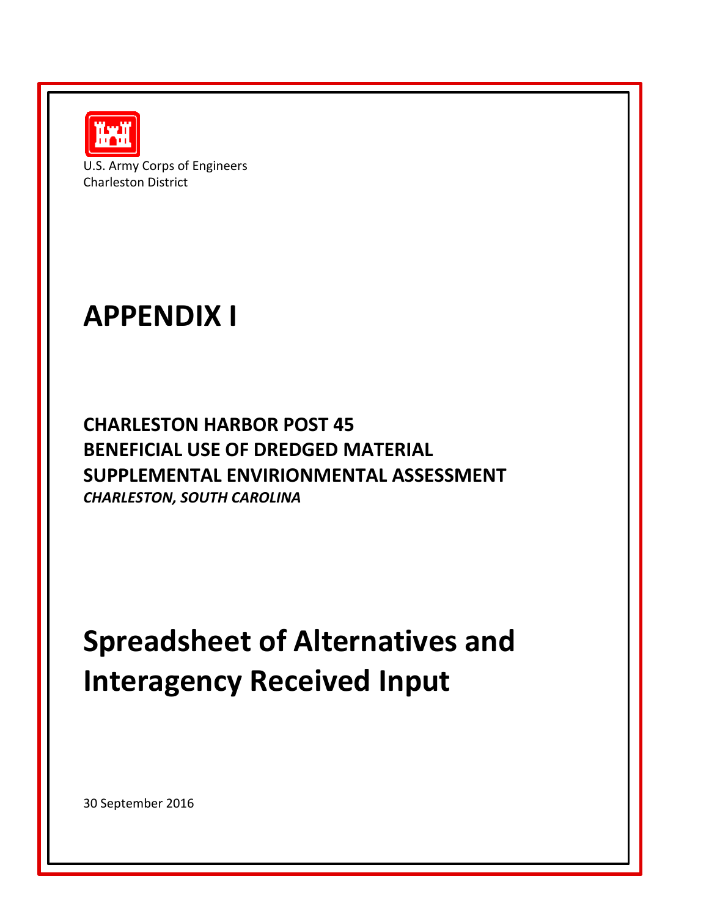U.S. Army Corps of Engineers
Charleston District

# APPENDIX I

## CHARLESTON HARBOR POST 45
## BENEFICIAL USE OF DREDGED MATERIAL
## SUPPLEMENTAL ENVIRIONMENTAL ASSESSMENT

***CHARLESTON, SOUTH CAROLINA***

# Spreadsheet of Alternatives and Interagency Received Input

30 September 2016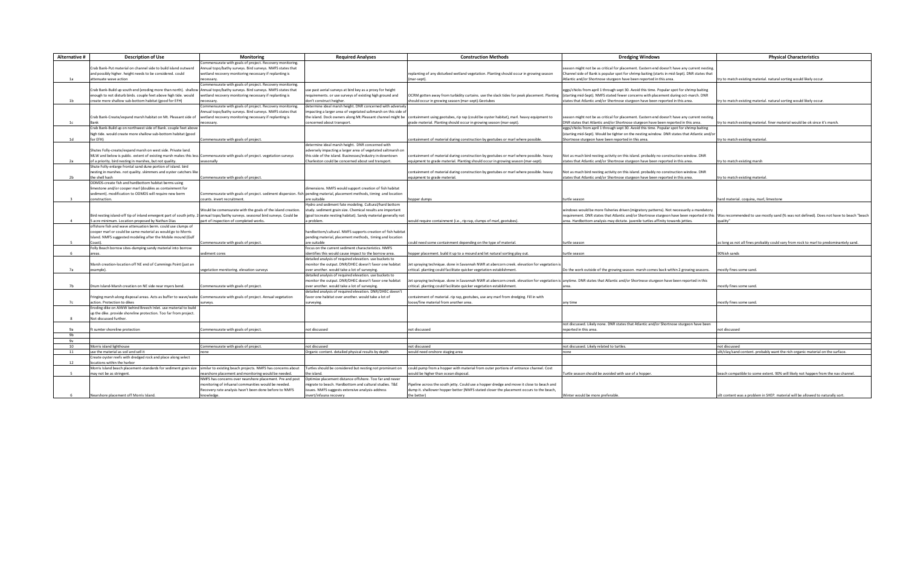| Alternative # | Description of Use | Monitoring | Required Analyses | Construction Methods | Dredging Windows | Physical Characteristics |
|---|---|---|---|---|---|---|
| 1a | Crab Bank-Put material on channel side to build island outward and possibly higher. height needs to be considered. could attenuate wave action | Commensurate with goals of project. Recovery monitoring. Annual topo/bathy surveys. Bird surveys. NMFS states that wetland recovery monitoring necessary if replanting is necessary. | | replanting of any disturbed wetland vegetation. Planting should occur in growing season (mar-sept). | season might not be as critical for placement. Eastern end doesn't have any current nesting. Channel side of Bank is popular spot for shrimp baiting (starts in mid-Sept). DNR states that Atlantic and/or Shortnose sturgeon have been reported in this area. | try to match existing material. natural sorting would likely occur. |
| 1b | Crab Bank-Build up south end (eroding more than north). shallow enough to not disturb birds. couple feet above high tide. would create more shallow sub-bottom habitat (good for EFH) | Commensurate with goals of project. Recovery monitoring. Annual topo/bathy surveys. Bird surveys. NMFS states that wetland recovery monitoring necessary if replanting is necessary. | use past aerial surveys at bird key as a proxy for height requirements. or use surveys of existing high ground and don't construct heigher. | OCRM gotten away from turbidity curtains. use the slack tides for peak placement. Planting should occur in growing season (mar-sept).Geotubes | eggs/chicks from april 1 through sept 30. Avoid this time. Popular spot for shrimp baiting (starting mid-Sept). NMFS stated fewer concerns with placement during oct-march. DNR states that Atlantic and/or Shortnose sturgeon have been reported in this area. | try to match existing material. natural sorting would likely occur. |
| 1c | Crab Bank-Create/expand marsh habitat on Mt. Pleasant side of Bank | Commensurate with goals of project. Recovery monitoring. Annual topo/bathy surveys. Bird surveys. NMFS states that wetland recovery monitoring necessary if replanting is necessary. | determine ideal marsh height. DNR concerned with adversely impacting a larger area of vegetated saltmarsh on this side of the island. Dock owners along Mt.Pleasant channel might be concerned about transport. | containment using geotubes, rip rap (could be oyster habitat), marl. heavy equipment to grade material. Planting should occur in growing season (mar-sept). | season might not be as critical for placement. Eastern end doesn't have any current nesting. DNR states that Atlantic and/or Shortnose sturgeon have been reported in this area. | try to match existing material. finer material would be ok since it's marsh. |
| 1d | Crab Bank-Build up on northwest side of Bank. couple feet above high tide. would create more shallow sub-bottom habitat (good for EFH) | Commensurate with goals of project. | | containment of material during construction by geotubes or marl where possible. | eggs/chicks from april 1 through sept 30. Avoid this time. Popular spot for shrimp baiting (starting mid-Sept). Would be tighter on the nesting window. DNR states that Atlantic and/or Shortnose sturgeon have been reported in this area. | try to match existing material. |
| 2a | Shutes Folly-create/expand marsh on west side. Private land. MLW and below is public. extent of existing marsh makes this less of a priority. bird nesting in marshes, but not quality. | Commensurate with goals of project. vegetation surveys seasonally | determine ideal marsh height. DNR concerned with adversely impacting a larger area of vegetated saltmarsh on this side of the island. Businesses/industry in downtown Charleston could be concerned about sed transport. | containment of material during construction by geotubes or marl where possible. heavy equipment to grade material. Planting should occur in growing season (mar-sept). | Not as much bird nesting activity on this island. probably no construction window. DNR states that Atlantic and/or Shortnose sturgeon have been reported in this area. | try to match existing marsh |
| 2b | Shute Folly-enlarge frontal sand dune portion of island. bird nesting in marshes. not quality. skimmers and oyster catchers like the shell hash | Commensurate with goals of project. | | containment of material during construction by geotubes or marl where possible. heavy equipment to grade material. | Not as much bird nesting activity on this island. probably no construction window. DNR states that Atlantic and/or Shortnose sturgeon have been reported in this area. | try to match existing material. |
| 3 | ODMDS-create fish and hardbottom habitat berms using limestone and/or cooper marl (doubles as containment for sediment). modification to ODMDS will require new berm construction. | Commensurate with goals of project. sediment dispersion. fish counts. invert recruitment. | dimensions. NMFS would support creation of fish habitat pending material, placement methods, timing and location are suitable | hopper dumps | turtle season | hard material. coquina, marl, limestone |
| 4 | Bird nesting island-off tip of inland emergent part of south jetty. 2-5 acre minimum. Location proposed by Nathan Dias | Would be comensurate with the goals of the island creation. annual topo/bathy surveys. seasonal bird surveys. Could be part of inspection of completed works. | Hydro and sediment fate modeling. Cultural/hard bottom study. sediment grain size. Chemical results are important (goal tocreate nesting habitat). Sandy material generally not a problem. | would require containment (i.e., rip rap, clumps of marl, geotubes). | windows would be more fisheries driven (migratory patterns). Not necessarily a mandatory requirement. DNR states that Atlantic and/or Shortnose sturgeon have been reported in this area. Hardbottom analysis may dictate. juvenile turtles affinity towards jetties. | Was recommended to use mostly sand (% was not defined). Does not have to be "beach quality" |
| 5 | offshore fish and wave attenuation berm. could use clumps of cooper marl or could be same material as would go to Morris Island. NMFS suggested modeling after the Mobile mound (Gulf Coast). | Commensurate with goals of project. | hardbottom/cultural. NMFS supports creation of fish habitat pending material, placement methods, timing and location are suitable | could need some containment depending on the type of material. | turtle season | as long as not all fines probably could vary from rock to marl to predominantely sand. |
| 6 | Folly Beach borrow sites-dumping sandy material into borrow areas. | sediment cores | focus on the current sediment characteristics. NMFS identifies this would cause impact to the borrow area. | hopper placement. build it up to a mound and let natural sorting play out. | turtle season | 90%ish sands |
| 7a | Marsh creation-location off NE end of Cummings Point (just an example). | vegetation monitoring. elevation surveys | detailed analysis of required elevation. use buckets to monitor the output. DNR/DHEC doesn't favor one habitat over another. would take a lot of surveying. | Jet spraying technique. done in Savannah NWR at abercorn creek. elevation for vegetation is critical. planting could facilitate quicker vegetation establishment. | Do the work outside of the growing season. marsh comes back within 2 growing seasons. | mostly fines some sand. |
| 7b | Drum Island-Marsh creation on NE side near myers bend. | Commensurate with goals of project. | detailed analysis of required elevation. use buckets to monitor the output. DNR/DHEC doesn't favor one habitat over another. would take a lot of surveying. | Jet spraying technique. done in Savannah NWR at abercorn creek. elevation for vegetation is critical. planting could facilitate quicker vegetation establishment. | anytime. DNR states that Atlantic and/or Shortnose sturgeon have been reported in this area. | mostly fines some sand. |
| 7c | Fringing marsh along disposal areas. Acts as buffer to wave/wake action. Protection to dikes | Commensurate with goals of project. Annual vegetation surveys. | detailed analysis of required elevation. DNR/DHEC doesn't favor one habitat over another. would take a lot of surveying. | containment of material. rip rap, geotubes, use any marl from dredging. Fill in with loose/fine material from another area. | any time | mostly fines some sand. |
| 8 | Eroding dike on AIWW behind Breech Inlet. use material to build up the dike. provide shoreline protection. Too far from project. Not discussed further. | | | | | |
| 9a | ft sumter shoreline protection | Commensurate with goals of project. | not discussed | not discussed | not discussed. Likely none. DNR states that Atlantic and/or Shortnose sturgeon have been reported in this area. | not discussed |
| 9b | | | | | | |
| 9v | | | | | | |
| 10 | Morris island lighthouse | Commensurate with goals of project. | not discussed | not discussed | not discussed. Likely related to turtles. | not discussed |
| 11 | use the material as soil and sell it | none | Organic content. detailed physical results by depth | would need onshore staging area | none | silt/clay/sand content. probably want the rich organic material on the surface. |
| 12 | Create oyster reefs with dredged rock and place along select locations within the harbor | | | | | |
| 5 | Morris Island beach placement-standards for sediment grain size may not be as stringent. | similar to existing beach projects. NMFS has concerns about nearshore placement and monitoring would be needed. | Turtles should be considered but nesting not prominant on the island. | could pump from a hopper with material from outer portions of entrance channel. Cost would be higher than ocean disposal. | Turtle season should be avoided with use of a hopper. | beach compatible to some extent. 90% will likely not happen from the nav channel. |
| 6 | Nearshore placement off Morris Island. | NMFS has concerns over nearshore placement. Pre and post monitoring of infaunal communities would be needed. Recovery rate analysis hasn't been done before to NMFS knowledge. | Optimize placement distance offshore. Too far and never migrate to beach. Hardbottom and cultural studies. T&E issues. NMFS suggests extensive analysis-address invert/infauna recovery | Pipeline across the south jetty. Could use a hopper dredge and move it close to beach and dump it. shallower hopper better (NMFS stated closer the placement occurs to the beach, the better) | Winter would be more preferable. | silt content was a problem in SHEP. material will be allowed to naturally sort. |